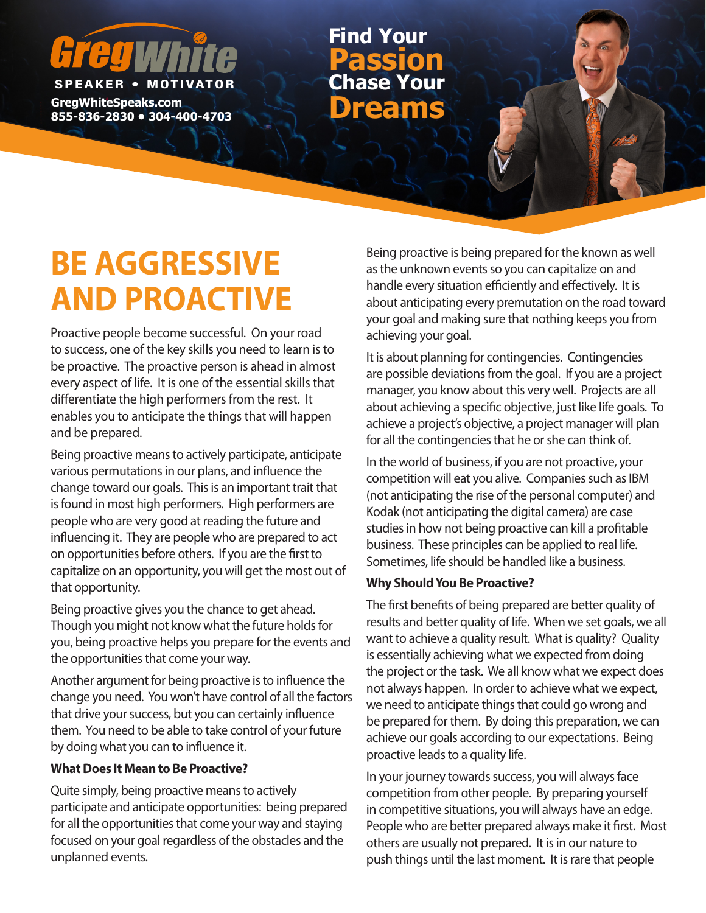Greg White

SPEAKER • MOTIVATOR

GregWhiteSpeaks.com
855-836-2830 • 304-400-4703

Find Your **Passion** Chase Your **Dreams**

# BE AGGRESSIVE AND PROACTIVE

Proactive people become successful. On your road to success, one of the key skills you need to learn is to be proactive. The proactive person is ahead in almost every aspect of life. It is one of the essential skills that differentiate the high performers from the rest. It enables you to anticipate the things that will happen and be prepared.

Being proactive means to actively participate, anticipate various permutations in our plans, and influence the change toward our goals. This is an important trait that is found in most high performers. High performers are people who are very good at reading the future and influencing it. They are people who are prepared to act on opportunities before others. If you are the first to capitalize on an opportunity, you will get the most out of that opportunity.

Being proactive gives you the chance to get ahead. Though you might not know what the future holds for you, being proactive helps you prepare for the events and the opportunities that come your way.

Another argument for being proactive is to influence the change you need. You won't have control of all the factors that drive your success, but you can certainly influence them. You need to be able to take control of your future by doing what you can to influence it.

### What Does It Mean to Be Proactive?

Quite simply, being proactive means to actively participate and anticipate opportunities: being prepared for all the opportunities that come your way and staying focused on your goal regardless of the obstacles and the unplanned events.

Being proactive is being prepared for the known as well as the unknown events so you can capitalize on and handle every situation efficiently and effectively. It is about anticipating every premutation on the road toward your goal and making sure that nothing keeps you from achieving your goal.

It is about planning for contingencies. Contingencies are possible deviations from the goal. If you are a project manager, you know about this very well. Projects are all about achieving a specific objective, just like life goals. To achieve a project's objective, a project manager will plan for all the contingencies that he or she can think of.

In the world of business, if you are not proactive, your competition will eat you alive. Companies such as IBM (not anticipating the rise of the personal computer) and Kodak (not anticipating the digital camera) are case studies in how not being proactive can kill a profitable business. These principles can be applied to real life. Sometimes, life should be handled like a business.

### Why Should You Be Proactive?

The first benefits of being prepared are better quality of results and better quality of life. When we set goals, we all want to achieve a quality result. What is quality? Quality is essentially achieving what we expected from doing the project or the task. We all know what we expect does not always happen. In order to achieve what we expect, we need to anticipate things that could go wrong and be prepared for them. By doing this preparation, we can achieve our goals according to our expectations. Being proactive leads to a quality life.

In your journey towards success, you will always face competition from other people. By preparing yourself in competitive situations, you will always have an edge. People who are better prepared always make it first. Most others are usually not prepared. It is in our nature to push things until the last moment. It is rare that people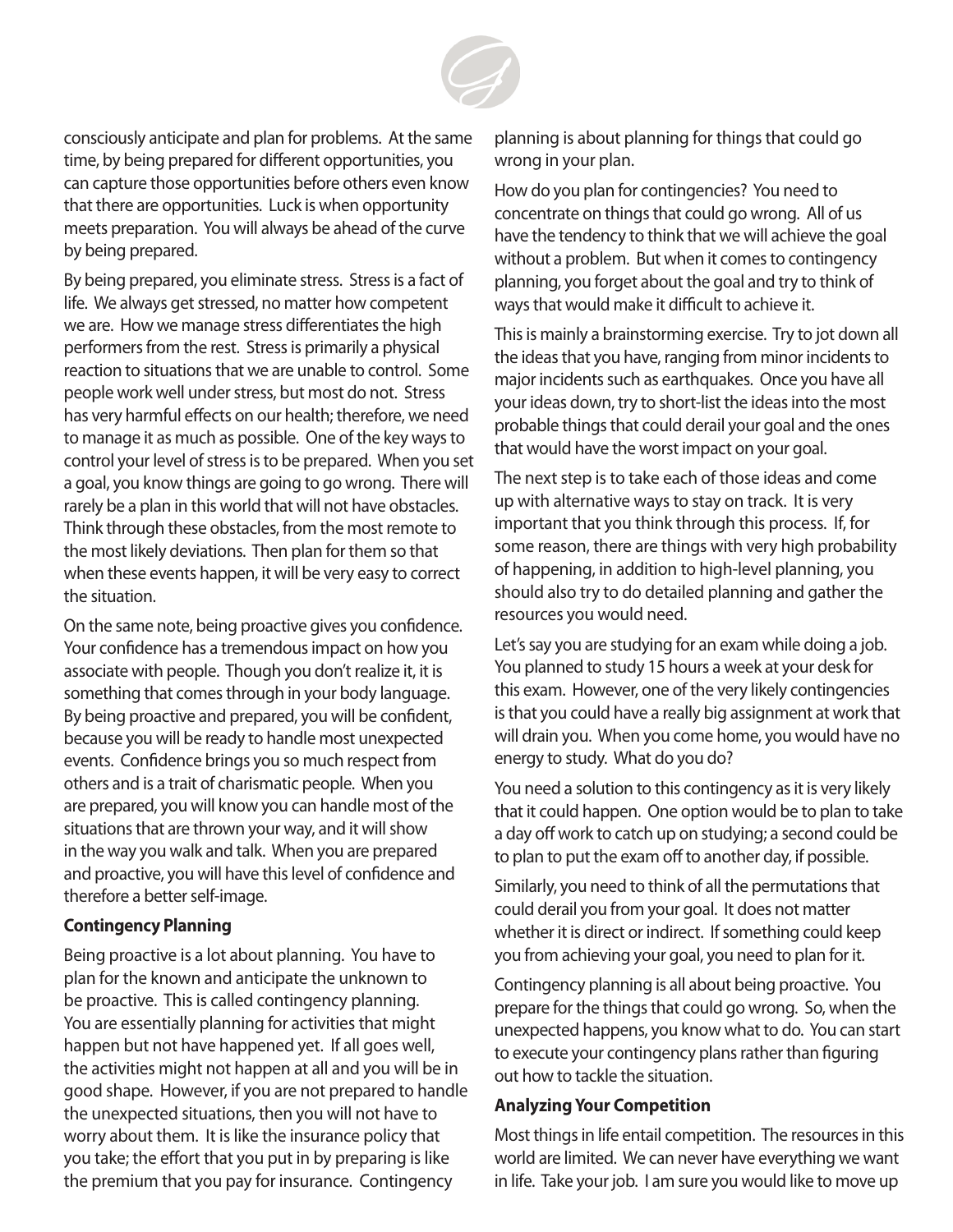consciously anticipate and plan for problems. At the same time, by being prepared for different opportunities, you can capture those opportunities before others even know that there are opportunities. Luck is when opportunity meets preparation. You will always be ahead of the curve by being prepared.

By being prepared, you eliminate stress. Stress is a fact of life. We always get stressed, no matter how competent we are. How we manage stress differentiates the high performers from the rest. Stress is primarily a physical reaction to situations that we are unable to control. Some people work well under stress, but most do not. Stress has very harmful effects on our health; therefore, we need to manage it as much as possible. One of the key ways to control your level of stress is to be prepared. When you set a goal, you know things are going to go wrong. There will rarely be a plan in this world that will not have obstacles. Think through these obstacles, from the most remote to the most likely deviations. Then plan for them so that when these events happen, it will be very easy to correct the situation.

On the same note, being proactive gives you confidence. Your confidence has a tremendous impact on how you associate with people. Though you don't realize it, it is something that comes through in your body language. By being proactive and prepared, you will be confident, because you will be ready to handle most unexpected events. Confidence brings you so much respect from others and is a trait of charismatic people. When you are prepared, you will know you can handle most of the situations that are thrown your way, and it will show in the way you walk and talk. When you are prepared and proactive, you will have this level of confidence and therefore a better self-image.

**Contingency Planning**

Being proactive is a lot about planning. You have to plan for the known and anticipate the unknown to be proactive. This is called contingency planning. You are essentially planning for activities that might happen but not have happened yet. If all goes well, the activities might not happen at all and you will be in good shape. However, if you are not prepared to handle the unexpected situations, then you will not have to worry about them. It is like the insurance policy that you take; the effort that you put in by preparing is like the premium that you pay for insurance. Contingency planning is about planning for things that could go wrong in your plan.

How do you plan for contingencies? You need to concentrate on things that could go wrong. All of us have the tendency to think that we will achieve the goal without a problem. But when it comes to contingency planning, you forget about the goal and try to think of ways that would make it difficult to achieve it.

This is mainly a brainstorming exercise. Try to jot down all the ideas that you have, ranging from minor incidents to major incidents such as earthquakes. Once you have all your ideas down, try to short-list the ideas into the most probable things that could derail your goal and the ones that would have the worst impact on your goal.

The next step is to take each of those ideas and come up with alternative ways to stay on track. It is very important that you think through this process. If, for some reason, there are things with very high probability of happening, in addition to high-level planning, you should also try to do detailed planning and gather the resources you would need.

Let's say you are studying for an exam while doing a job. You planned to study 15 hours a week at your desk for this exam. However, one of the very likely contingencies is that you could have a really big assignment at work that will drain you. When you come home, you would have no energy to study. What do you do?

You need a solution to this contingency as it is very likely that it could happen. One option would be to plan to take a day off work to catch up on studying; a second could be to plan to put the exam off to another day, if possible.

Similarly, you need to think of all the permutations that could derail you from your goal. It does not matter whether it is direct or indirect. If something could keep you from achieving your goal, you need to plan for it.

Contingency planning is all about being proactive. You prepare for the things that could go wrong. So, when the unexpected happens, you know what to do. You can start to execute your contingency plans rather than figuring out how to tackle the situation.

**Analyzing Your Competition**

Most things in life entail competition. The resources in this world are limited. We can never have everything we want in life. Take your job. I am sure you would like to move up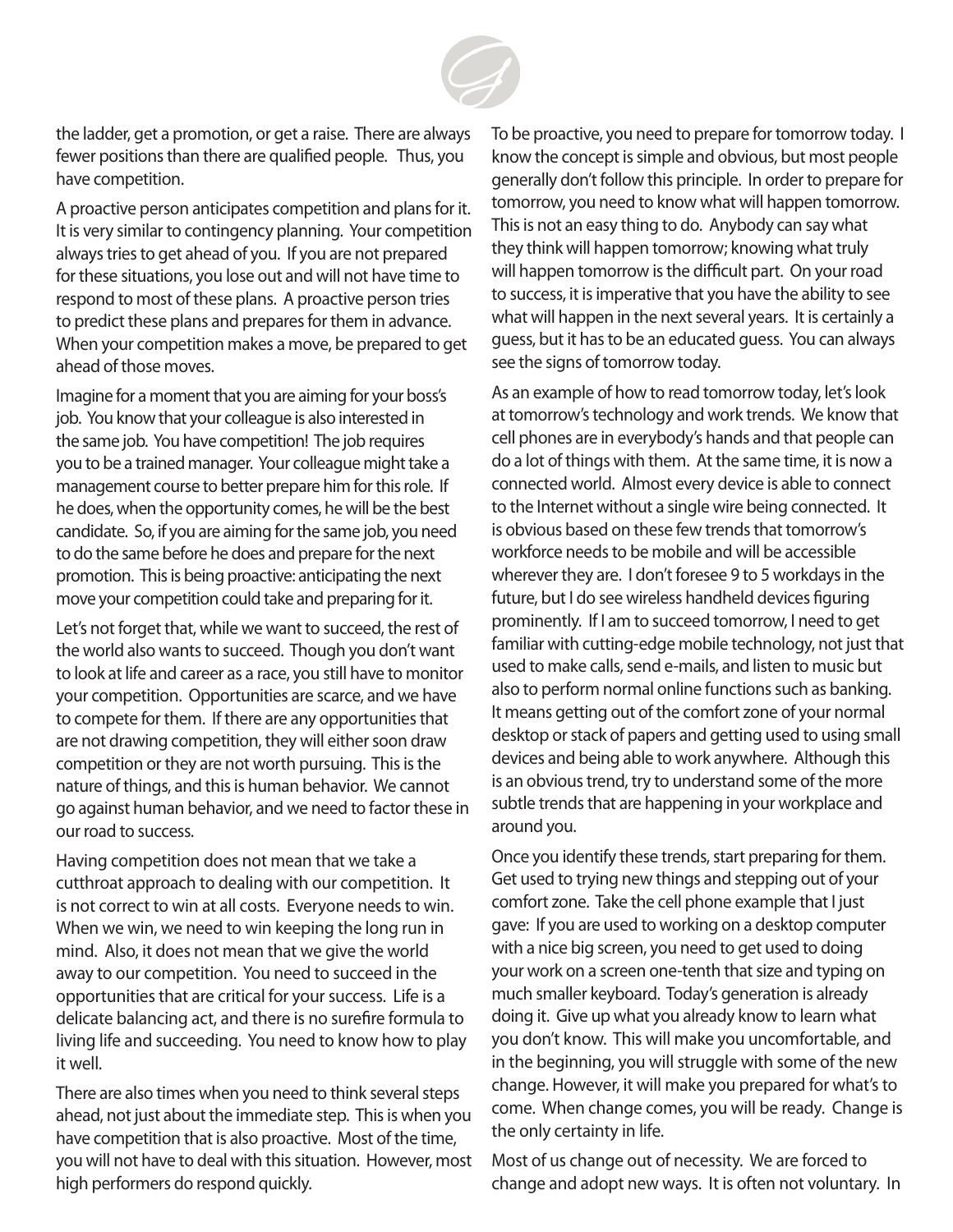the ladder, get a promotion, or get a raise. There are always fewer positions than there are qualified people. Thus, you have competition.

A proactive person anticipates competition and plans for it. It is very similar to contingency planning. Your competition always tries to get ahead of you. If you are not prepared for these situations, you lose out and will not have time to respond to most of these plans. A proactive person tries to predict these plans and prepares for them in advance. When your competition makes a move, be prepared to get ahead of those moves.

Imagine for a moment that you are aiming for your boss's job. You know that your colleague is also interested in the same job. You have competition! The job requires you to be a trained manager. Your colleague might take a management course to better prepare him for this role. If he does, when the opportunity comes, he will be the best candidate. So, if you are aiming for the same job, you need to do the same before he does and prepare for the next promotion. This is being proactive: anticipating the next move your competition could take and preparing for it.

Let's not forget that, while we want to succeed, the rest of the world also wants to succeed. Though you don't want to look at life and career as a race, you still have to monitor your competition. Opportunities are scarce, and we have to compete for them. If there are any opportunities that are not drawing competition, they will either soon draw competition or they are not worth pursuing. This is the nature of things, and this is human behavior. We cannot go against human behavior, and we need to factor these in our road to success.

Having competition does not mean that we take a cutthroat approach to dealing with our competition. It is not correct to win at all costs. Everyone needs to win. When we win, we need to win keeping the long run in mind. Also, it does not mean that we give the world away to our competition. You need to succeed in the opportunities that are critical for your success. Life is a delicate balancing act, and there is no surefire formula to living life and succeeding. You need to know how to play it well.

There are also times when you need to think several steps ahead, not just about the immediate step. This is when you have competition that is also proactive. Most of the time, you will not have to deal with this situation. However, most high performers do respond quickly.

To be proactive, you need to prepare for tomorrow today. I know the concept is simple and obvious, but most people generally don't follow this principle. In order to prepare for tomorrow, you need to know what will happen tomorrow. This is not an easy thing to do. Anybody can say what they think will happen tomorrow; knowing what truly will happen tomorrow is the difficult part. On your road to success, it is imperative that you have the ability to see what will happen in the next several years. It is certainly a guess, but it has to be an educated guess. You can always see the signs of tomorrow today.

As an example of how to read tomorrow today, let's look at tomorrow's technology and work trends. We know that cell phones are in everybody's hands and that people can do a lot of things with them. At the same time, it is now a connected world. Almost every device is able to connect to the Internet without a single wire being connected. It is obvious based on these few trends that tomorrow's workforce needs to be mobile and will be accessible wherever they are. I don't foresee 9 to 5 workdays in the future, but I do see wireless handheld devices figuring prominently. If I am to succeed tomorrow, I need to get familiar with cutting-edge mobile technology, not just that used to make calls, send e-mails, and listen to music but also to perform normal online functions such as banking. It means getting out of the comfort zone of your normal desktop or stack of papers and getting used to using small devices and being able to work anywhere. Although this is an obvious trend, try to understand some of the more subtle trends that are happening in your workplace and around you.

Once you identify these trends, start preparing for them. Get used to trying new things and stepping out of your comfort zone. Take the cell phone example that I just gave: If you are used to working on a desktop computer with a nice big screen, you need to get used to doing your work on a screen one-tenth that size and typing on much smaller keyboard. Today's generation is already doing it. Give up what you already know to learn what you don't know. This will make you uncomfortable, and in the beginning, you will struggle with some of the new change. However, it will make you prepared for what's to come. When change comes, you will be ready. Change is the only certainty in life.

Most of us change out of necessity. We are forced to change and adopt new ways. It is often not voluntary. In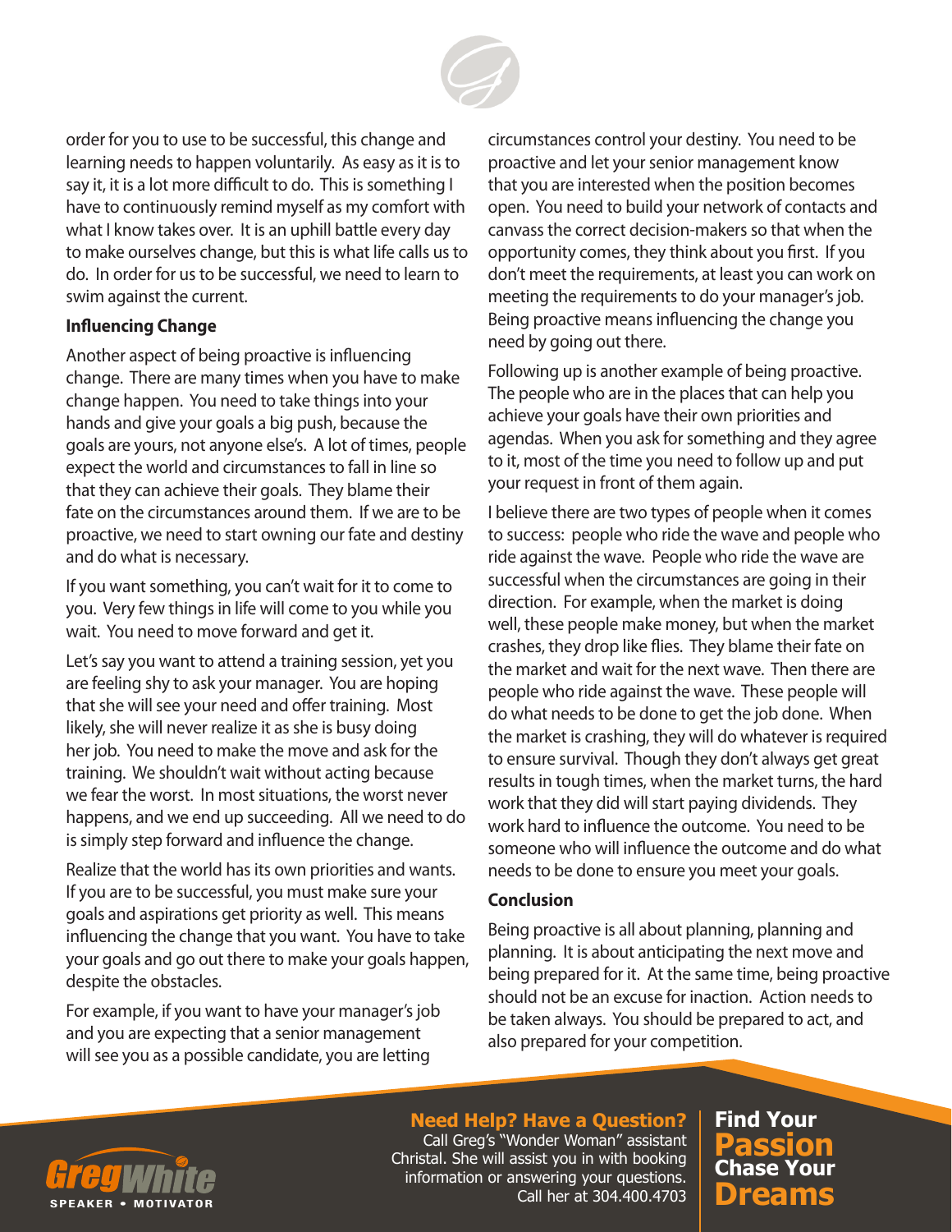order for you to use to be successful, this change and learning needs to happen voluntarily. As easy as it is to say it, it is a lot more difficult to do. This is something I have to continuously remind myself as my comfort with what I know takes over. It is an uphill battle every day to make ourselves change, but this is what life calls us to do. In order for us to be successful, we need to learn to swim against the current.

**Influencing Change**

Another aspect of being proactive is influencing change. There are many times when you have to make change happen. You need to take things into your hands and give your goals a big push, because the goals are yours, not anyone else's. A lot of times, people expect the world and circumstances to fall in line so that they can achieve their goals. They blame their fate on the circumstances around them. If we are to be proactive, we need to start owning our fate and destiny and do what is necessary.

If you want something, you can't wait for it to come to you. Very few things in life will come to you while you wait. You need to move forward and get it.

Let's say you want to attend a training session, yet you are feeling shy to ask your manager. You are hoping that she will see your need and offer training. Most likely, she will never realize it as she is busy doing her job. You need to make the move and ask for the training. We shouldn't wait without acting because we fear the worst. In most situations, the worst never happens, and we end up succeeding. All we need to do is simply step forward and influence the change.

Realize that the world has its own priorities and wants. If you are to be successful, you must make sure your goals and aspirations get priority as well. This means influencing the change that you want. You have to take your goals and go out there to make your goals happen, despite the obstacles.

For example, if you want to have your manager's job and you are expecting that a senior management will see you as a possible candidate, you are letting circumstances control your destiny. You need to be proactive and let your senior management know that you are interested when the position becomes open. You need to build your network of contacts and canvass the correct decision-makers so that when the opportunity comes, they think about you first. If you don't meet the requirements, at least you can work on meeting the requirements to do your manager's job. Being proactive means influencing the change you need by going out there.

Following up is another example of being proactive. The people who are in the places that can help you achieve your goals have their own priorities and agendas. When you ask for something and they agree to it, most of the time you need to follow up and put your request in front of them again.

I believe there are two types of people when it comes to success: people who ride the wave and people who ride against the wave. People who ride the wave are successful when the circumstances are going in their direction. For example, when the market is doing well, these people make money, but when the market crashes, they drop like flies. They blame their fate on the market and wait for the next wave. Then there are people who ride against the wave. These people will do what needs to be done to get the job done. When the market is crashing, they will do whatever is required to ensure survival. Though they don't always get great results in tough times, when the market turns, the hard work that they did will start paying dividends. They work hard to influence the outcome. You need to be someone who will influence the outcome and do what needs to be done to ensure you meet your goals.

**Conclusion**

Being proactive is all about planning, planning and planning. It is about anticipating the next move and being prepared for it. At the same time, being proactive should not be an excuse for inaction. Action needs to be taken always. You should be prepared to act, and also prepared for your competition.

**Need Help? Have a Question?**
Call Greg's "Wonder Woman" assistant Christal. She will assist you in with booking information or answering your questions. Call her at 304.400.4703

Greg White
SPEAKER • MOTIVATOR

**Find Your Passion Chase Your Dreams**